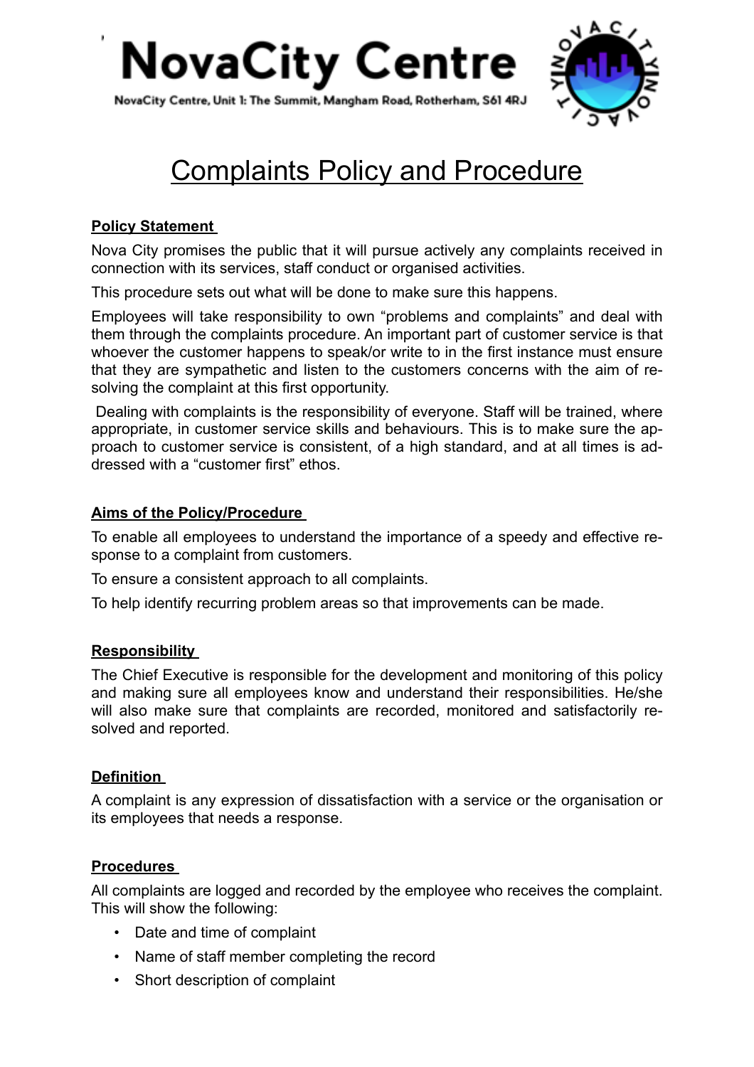# NovaCity Centre

NovaCity Centre, Unit 1: The Summit, Mangham Road, Rotherham, S61 4RJ

## Complaints Policy and Procedure

**Policy Statement**

Nova City promises the public that it will pursue actively any complaints received in connection with its services, staff conduct or organised activities.

This procedure sets out what will be done to make sure this happens.

Employees will take responsibility to own "problems and complaints" and deal with them through the complaints procedure. An important part of customer service is that whoever the customer happens to speak/or write to in the first instance must ensure that they are sympathetic and listen to the customers concerns with the aim of resolving the complaint at this first opportunity.

Dealing with complaints is the responsibility of everyone. Staff will be trained, where appropriate, in customer service skills and behaviours. This is to make sure the approach to customer service is consistent, of a high standard, and at all times is addressed with a "customer first" ethos.

**Aims of the Policy/Procedure**

To enable all employees to understand the importance of a speedy and effective response to a complaint from customers.

To ensure a consistent approach to all complaints.

To help identify recurring problem areas so that improvements can be made.

**Responsibility**

The Chief Executive is responsible for the development and monitoring of this policy and making sure all employees know and understand their responsibilities. He/she will also make sure that complaints are recorded, monitored and satisfactorily resolved and reported.

**Definition**

A complaint is any expression of dissatisfaction with a service or the organisation or its employees that needs a response.

**Procedures**

All complaints are logged and recorded by the employee who receives the complaint. This will show the following:

- Date and time of complaint
- Name of staff member completing the record
- Short description of complaint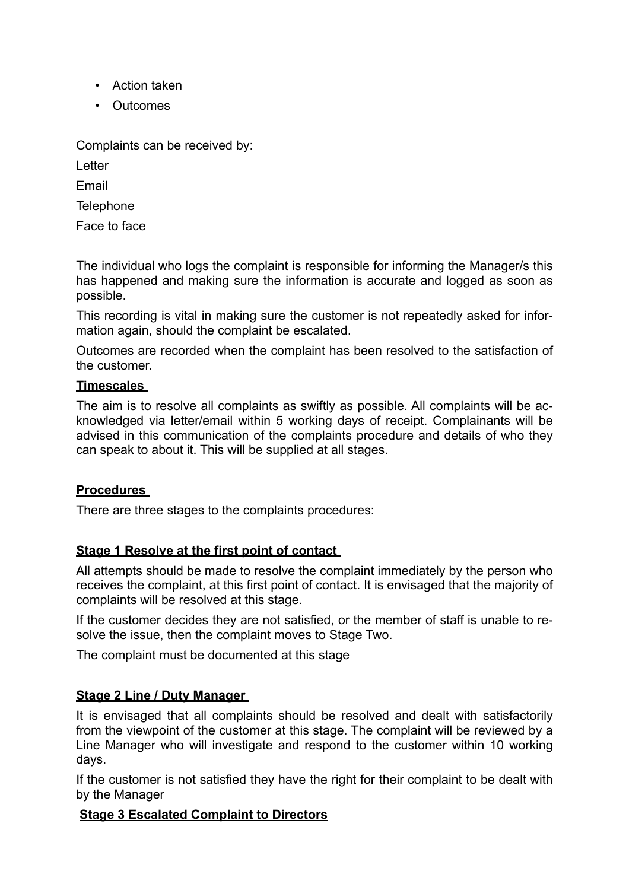- Action taken
- Outcomes

Complaints can be received by:

Letter

Email

Telephone

Face to face

The individual who logs the complaint is responsible for informing the Manager/s this has happened and making sure the information is accurate and logged as soon as possible.

This recording is vital in making sure the customer is not repeatedly asked for information again, should the complaint be escalated.

Outcomes are recorded when the complaint has been resolved to the satisfaction of the customer.

**Timescales**

The aim is to resolve all complaints as swiftly as possible. All complaints will be acknowledged via letter/email within 5 working days of receipt. Complainants will be advised in this communication of the complaints procedure and details of who they can speak to about it. This will be supplied at all stages.

**Procedures**

There are three stages to the complaints procedures:

**Stage 1 Resolve at the first point of contact**

All attempts should be made to resolve the complaint immediately by the person who receives the complaint, at this first point of contact. It is envisaged that the majority of complaints will be resolved at this stage.

If the customer decides they are not satisfied, or the member of staff is unable to resolve the issue, then the complaint moves to Stage Two.

The complaint must be documented at this stage

**Stage 2 Line / Duty Manager**

It is envisaged that all complaints should be resolved and dealt with satisfactorily from the viewpoint of the customer at this stage. The complaint will be reviewed by a Line Manager who will investigate and respond to the customer within 10 working days.

If the customer is not satisfied they have the right for their complaint to be dealt with by the Manager

**Stage 3 Escalated Complaint to Directors**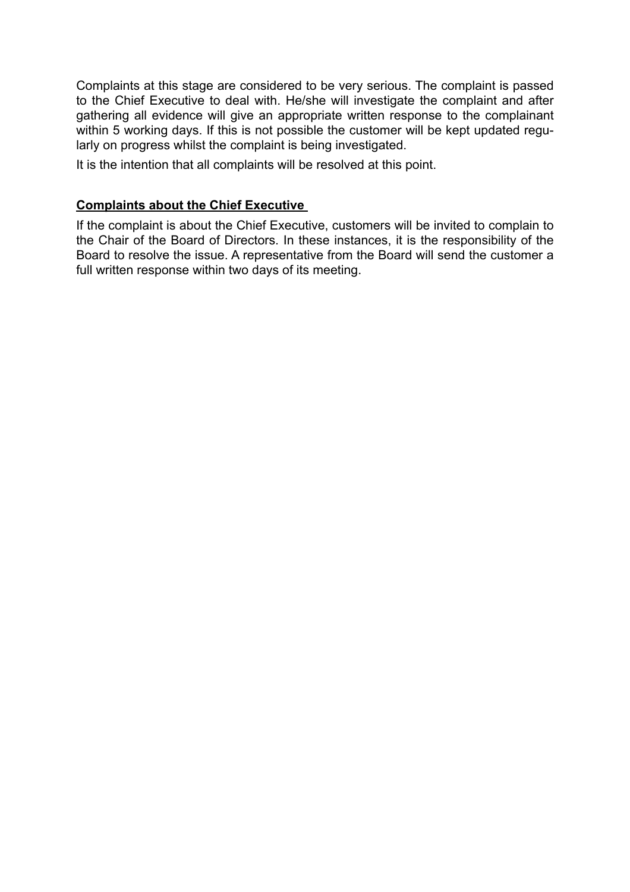Complaints at this stage are considered to be very serious. The complaint is passed to the Chief Executive to deal with. He/she will investigate the complaint and after gathering all evidence will give an appropriate written response to the complainant within 5 working days. If this is not possible the customer will be kept updated regularly on progress whilst the complaint is being investigated.

It is the intention that all complaints will be resolved at this point.

**Complaints about the Chief Executive**

If the complaint is about the Chief Executive, customers will be invited to complain to the Chair of the Board of Directors. In these instances, it is the responsibility of the Board to resolve the issue. A representative from the Board will send the customer a full written response within two days of its meeting.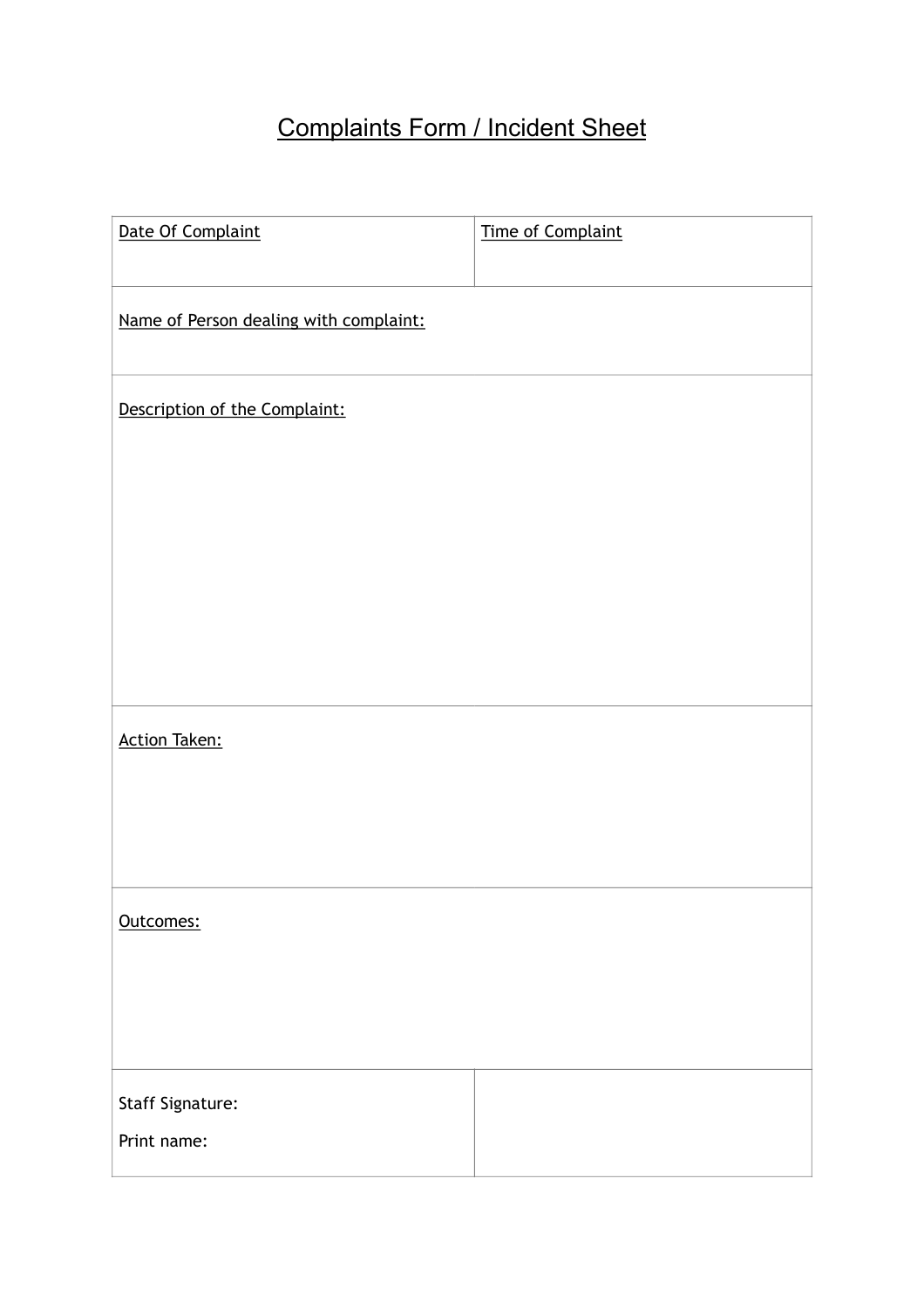# Complaints Form / Incident Sheet

| | |
|---|---|
| Date Of Complaint | Time of Complaint |
| Name of Person dealing with complaint: | |
| Description of the Complaint: | |
| Action Taken: | |
| Outcomes: | |
| Staff Signature:<br>Print name: | |